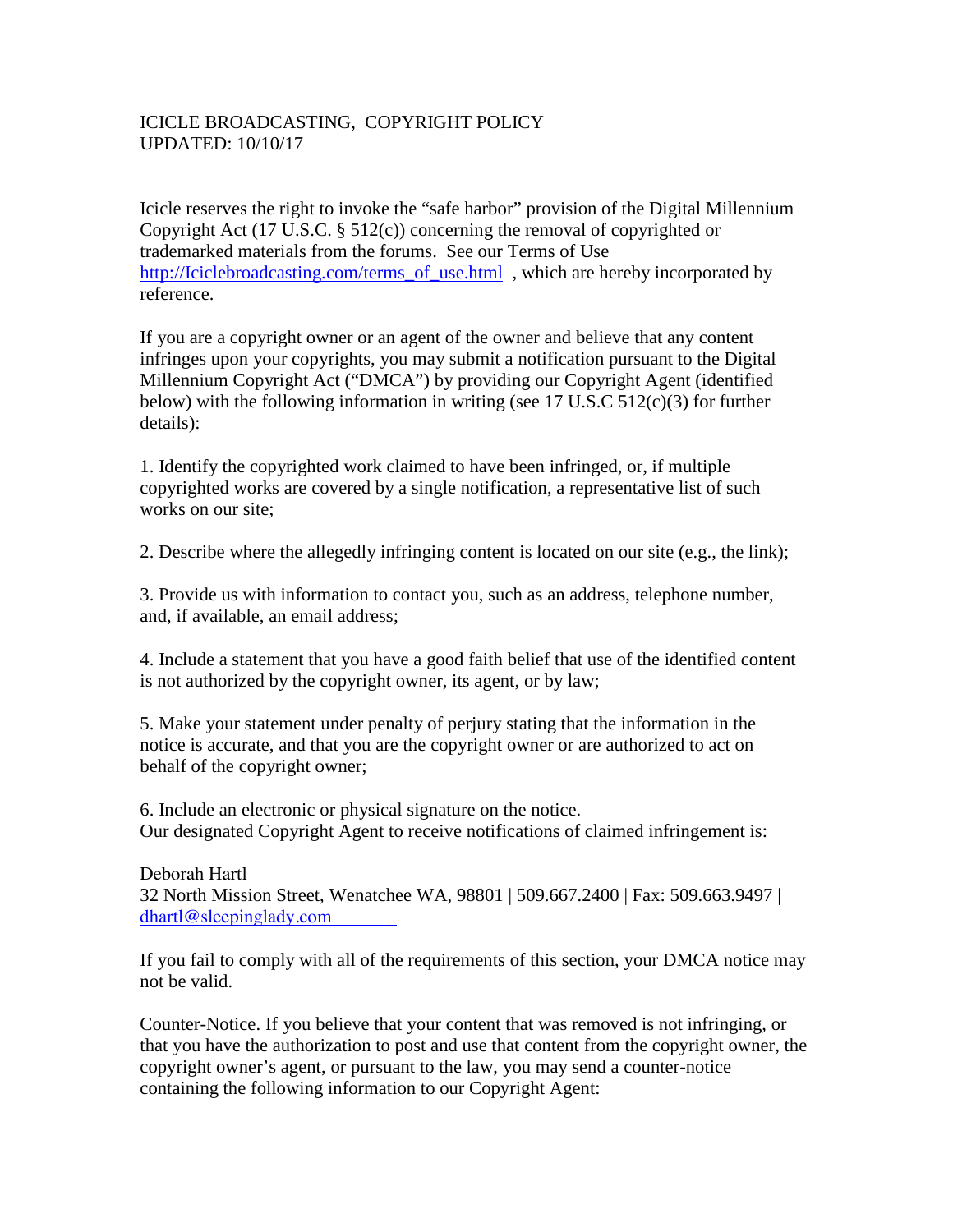ICICLE BROADCASTING, COPYRIGHT POLICY
UPDATED: 10/10/17

Icicle reserves the right to invoke the "safe harbor" provision of the Digital Millennium Copyright Act (17 U.S.C. § 512(c)) concerning the removal of copyrighted or trademarked materials from the forums. See our Terms of Use [http://Iciclebroadcasting.com/terms_of_use.html](http://Iciclebroadcasting.com/terms_of_use.html) , which are hereby incorporated by reference.

If you are a copyright owner or an agent of the owner and believe that any content infringes upon your copyrights, you may submit a notification pursuant to the Digital Millennium Copyright Act ("DMCA") by providing our Copyright Agent (identified below) with the following information in writing (see 17 U.S.C 512(c)(3) for further details):

1. Identify the copyrighted work claimed to have been infringed, or, if multiple copyrighted works are covered by a single notification, a representative list of such works on our site;

2. Describe where the allegedly infringing content is located on our site (e.g., the link);

3. Provide us with information to contact you, such as an address, telephone number, and, if available, an email address;

4. Include a statement that you have a good faith belief that use of the identified content is not authorized by the copyright owner, its agent, or by law;

5. Make your statement under penalty of perjury stating that the information in the notice is accurate, and that you are the copyright owner or are authorized to act on behalf of the copyright owner;

6. Include an electronic or physical signature on the notice.

Our designated Copyright Agent to receive notifications of claimed infringement is:

Deborah Hartl
32 North Mission Street, Wenatchee WA, 98801 | 509.667.2400 | Fax: 509.663.9497 | [dhartl@sleepinglady.com](mailto:dhartl@sleepinglady.com)

If you fail to comply with all of the requirements of this section, your DMCA notice may not be valid.

Counter-Notice. If you believe that your content that was removed is not infringing, or that you have the authorization to post and use that content from the copyright owner, the copyright owner's agent, or pursuant to the law, you may send a counter-notice containing the following information to our Copyright Agent: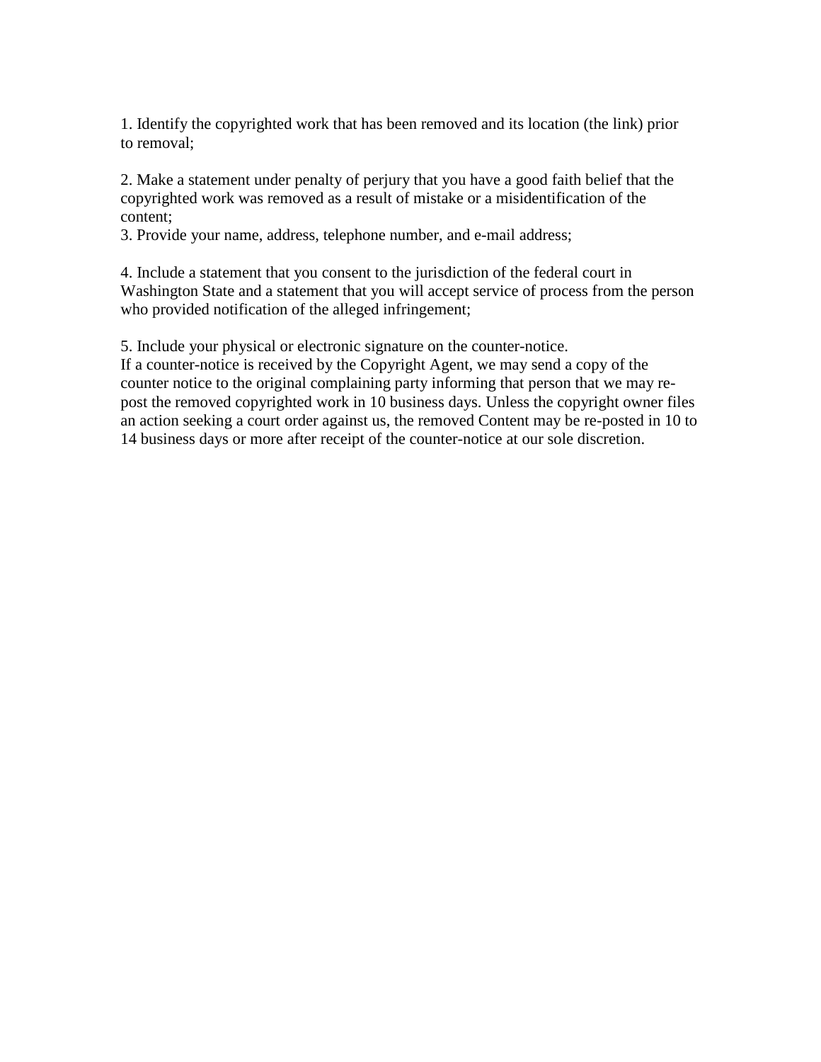1. Identify the copyrighted work that has been removed and its location (the link) prior to removal;

2. Make a statement under penalty of perjury that you have a good faith belief that the copyrighted work was removed as a result of mistake or a misidentification of the content;

3. Provide your name, address, telephone number, and e-mail address;

4. Include a statement that you consent to the jurisdiction of the federal court in Washington State and a statement that you will accept service of process from the person who provided notification of the alleged infringement;

5. Include your physical or electronic signature on the counter-notice.

If a counter-notice is received by the Copyright Agent, we may send a copy of the counter notice to the original complaining party informing that person that we may re-post the removed copyrighted work in 10 business days. Unless the copyright owner files an action seeking a court order against us, the removed Content may be re-posted in 10 to 14 business days or more after receipt of the counter-notice at our sole discretion.